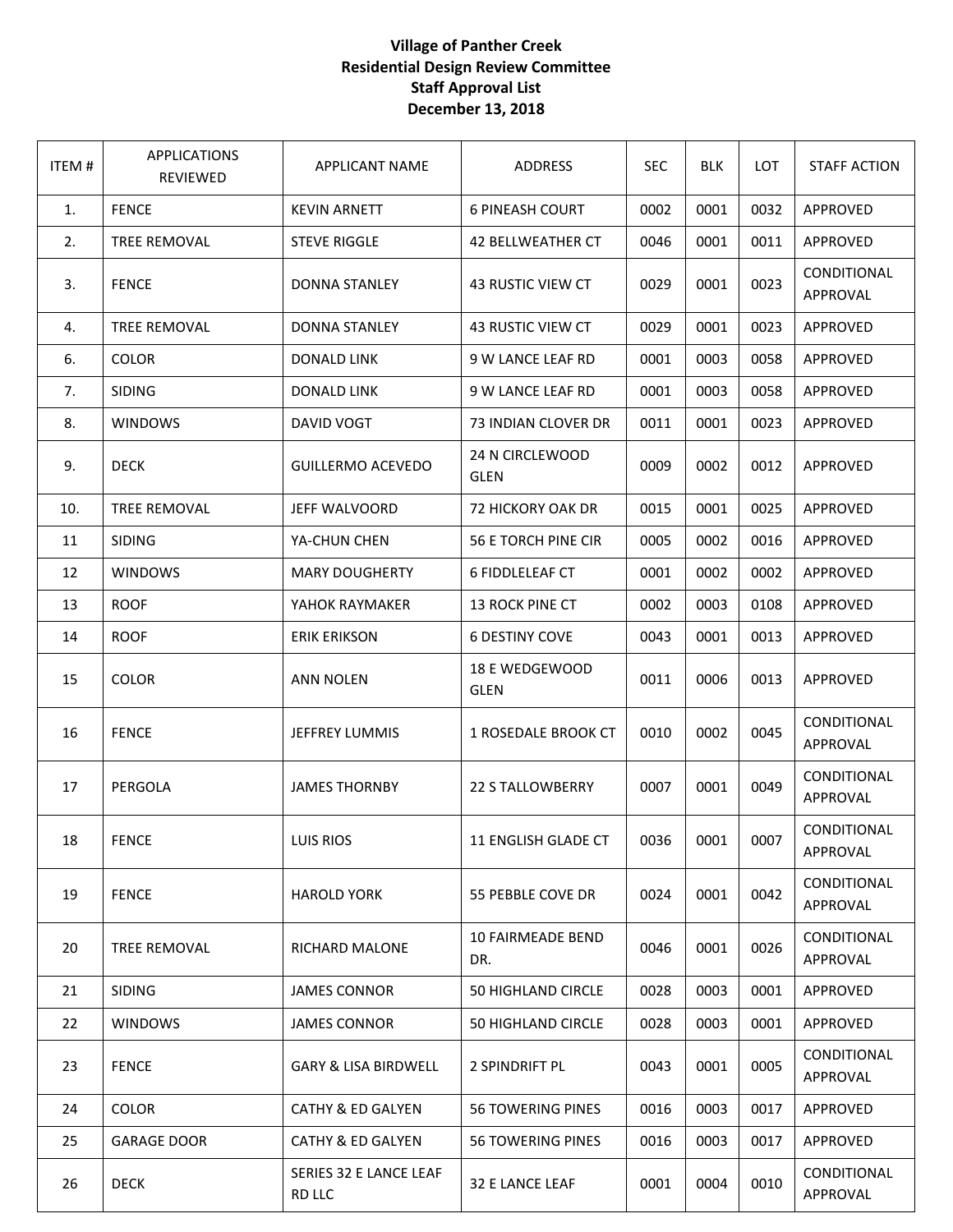**Village of Panther Creek**
**Residential Design Review Committee**
**Staff Approval List**
**December 13, 2018**

| ITEM # | APPLICATIONS REVIEWED | APPLICANT NAME | ADDRESS | SEC | BLK | LOT | STAFF ACTION |
|---|---|---|---|---|---|---|---|
| 1. | FENCE | KEVIN ARNETT | 6 PINEASH COURT | 0002 | 0001 | 0032 | APPROVED |
| 2. | TREE REMOVAL | STEVE RIGGLE | 42 BELLWEATHER CT | 0046 | 0001 | 0011 | APPROVED |
| 3. | FENCE | DONNA STANLEY | 43 RUSTIC VIEW CT | 0029 | 0001 | 0023 | CONDITIONAL APPROVAL |
| 4. | TREE REMOVAL | DONNA STANLEY | 43 RUSTIC VIEW CT | 0029 | 0001 | 0023 | APPROVED |
| 6. | COLOR | DONALD LINK | 9 W LANCE LEAF RD | 0001 | 0003 | 0058 | APPROVED |
| 7. | SIDING | DONALD LINK | 9 W LANCE LEAF RD | 0001 | 0003 | 0058 | APPROVED |
| 8. | WINDOWS | DAVID VOGT | 73 INDIAN CLOVER DR | 0011 | 0001 | 0023 | APPROVED |
| 9. | DECK | GUILLERMO ACEVEDO | 24 N CIRCLEWOOD GLEN | 0009 | 0002 | 0012 | APPROVED |
| 10. | TREE REMOVAL | JEFF WALVOORD | 72 HICKORY OAK DR | 0015 | 0001 | 0025 | APPROVED |
| 11 | SIDING | YA-CHUN CHEN | 56 E TORCH PINE CIR | 0005 | 0002 | 0016 | APPROVED |
| 12 | WINDOWS | MARY DOUGHERTY | 6 FIDDLELEAF CT | 0001 | 0002 | 0002 | APPROVED |
| 13 | ROOF | YAHOK RAYMAKER | 13 ROCK PINE CT | 0002 | 0003 | 0108 | APPROVED |
| 14 | ROOF | ERIK ERIKSON | 6 DESTINY COVE | 0043 | 0001 | 0013 | APPROVED |
| 15 | COLOR | ANN NOLEN | 18 E WEDGEWOOD GLEN | 0011 | 0006 | 0013 | APPROVED |
| 16 | FENCE | JEFFREY LUMMIS | 1 ROSEDALE BROOK CT | 0010 | 0002 | 0045 | CONDITIONAL APPROVAL |
| 17 | PERGOLA | JAMES THORNBY | 22 S TALLOWBERRY | 0007 | 0001 | 0049 | CONDITIONAL APPROVAL |
| 18 | FENCE | LUIS RIOS | 11 ENGLISH GLADE CT | 0036 | 0001 | 0007 | CONDITIONAL APPROVAL |
| 19 | FENCE | HAROLD YORK | 55 PEBBLE COVE DR | 0024 | 0001 | 0042 | CONDITIONAL APPROVAL |
| 20 | TREE REMOVAL | RICHARD MALONE | 10 FAIRMEADE BEND DR. | 0046 | 0001 | 0026 | CONDITIONAL APPROVAL |
| 21 | SIDING | JAMES CONNOR | 50 HIGHLAND CIRCLE | 0028 | 0003 | 0001 | APPROVED |
| 22 | WINDOWS | JAMES CONNOR | 50 HIGHLAND CIRCLE | 0028 | 0003 | 0001 | APPROVED |
| 23 | FENCE | GARY & LISA BIRDWELL | 2 SPINDRIFT PL | 0043 | 0001 | 0005 | CONDITIONAL APPROVAL |
| 24 | COLOR | CATHY & ED GALYEN | 56 TOWERING PINES | 0016 | 0003 | 0017 | APPROVED |
| 25 | GARAGE DOOR | CATHY & ED GALYEN | 56 TOWERING PINES | 0016 | 0003 | 0017 | APPROVED |
| 26 | DECK | SERIES 32 E LANCE LEAF RD LLC | 32 E LANCE LEAF | 0001 | 0004 | 0010 | CONDITIONAL APPROVAL |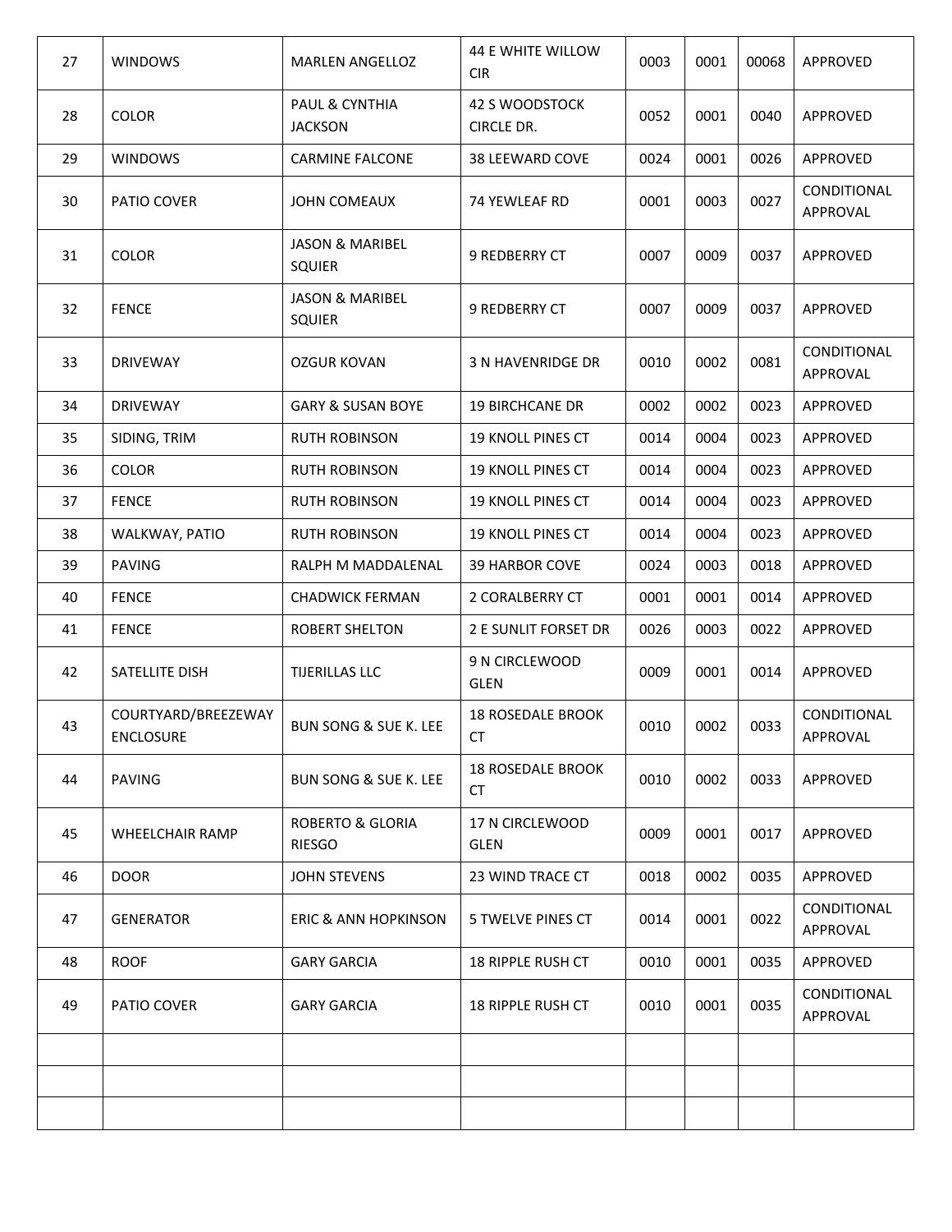| | | | | | | | |
|---|---|---|---|---|---|---|---|
| 27 | WINDOWS | MARLEN ANGELLOZ | 44 E WHITE WILLOW CIR | 0003 | 0001 | 00068 | APPROVED |
| 28 | COLOR | PAUL & CYNTHIA JACKSON | 42 S WOODSTOCK CIRCLE DR. | 0052 | 0001 | 0040 | APPROVED |
| 29 | WINDOWS | CARMINE FALCONE | 38 LEEWARD COVE | 0024 | 0001 | 0026 | APPROVED |
| 30 | PATIO COVER | JOHN COMEAUX | 74 YEWLEAF RD | 0001 | 0003 | 0027 | CONDITIONAL APPROVAL |
| 31 | COLOR | JASON & MARIBEL SQUIER | 9 REDBERRY CT | 0007 | 0009 | 0037 | APPROVED |
| 32 | FENCE | JASON & MARIBEL SQUIER | 9 REDBERRY CT | 0007 | 0009 | 0037 | APPROVED |
| 33 | DRIVEWAY | OZGUR KOVAN | 3 N HAVENRIDGE DR | 0010 | 0002 | 0081 | CONDITIONAL APPROVAL |
| 34 | DRIVEWAY | GARY & SUSAN BOYE | 19 BIRCHCANE DR | 0002 | 0002 | 0023 | APPROVED |
| 35 | SIDING, TRIM | RUTH ROBINSON | 19 KNOLL PINES CT | 0014 | 0004 | 0023 | APPROVED |
| 36 | COLOR | RUTH ROBINSON | 19 KNOLL PINES CT | 0014 | 0004 | 0023 | APPROVED |
| 37 | FENCE | RUTH ROBINSON | 19 KNOLL PINES CT | 0014 | 0004 | 0023 | APPROVED |
| 38 | WALKWAY, PATIO | RUTH ROBINSON | 19 KNOLL PINES CT | 0014 | 0004 | 0023 | APPROVED |
| 39 | PAVING | RALPH M MADDALENAL | 39 HARBOR COVE | 0024 | 0003 | 0018 | APPROVED |
| 40 | FENCE | CHADWICK FERMAN | 2 CORALBERRY CT | 0001 | 0001 | 0014 | APPROVED |
| 41 | FENCE | ROBERT SHELTON | 2 E SUNLIT FORSET DR | 0026 | 0003 | 0022 | APPROVED |
| 42 | SATELLITE DISH | TIJERILLAS LLC | 9 N CIRCLEWOOD GLEN | 0009 | 0001 | 0014 | APPROVED |
| 43 | COURTYARD/BREEZEWAY ENCLOSURE | BUN SONG & SUE K. LEE | 18 ROSEDALE BROOK CT | 0010 | 0002 | 0033 | CONDITIONAL APPROVAL |
| 44 | PAVING | BUN SONG & SUE K. LEE | 18 ROSEDALE BROOK CT | 0010 | 0002 | 0033 | APPROVED |
| 45 | WHEELCHAIR RAMP | ROBERTO & GLORIA RIESGO | 17 N CIRCLEWOOD GLEN | 0009 | 0001 | 0017 | APPROVED |
| 46 | DOOR | JOHN STEVENS | 23 WIND TRACE CT | 0018 | 0002 | 0035 | APPROVED |
| 47 | GENERATOR | ERIC & ANN HOPKINSON | 5 TWELVE PINES CT | 0014 | 0001 | 0022 | CONDITIONAL APPROVAL |
| 48 | ROOF | GARY GARCIA | 18 RIPPLE RUSH CT | 0010 | 0001 | 0035 | APPROVED |
| 49 | PATIO COVER | GARY GARCIA | 18 RIPPLE RUSH CT | 0010 | 0001 | 0035 | CONDITIONAL APPROVAL |
| | | | | | | | |
| | | | | | | | |
| | | | | | | | |